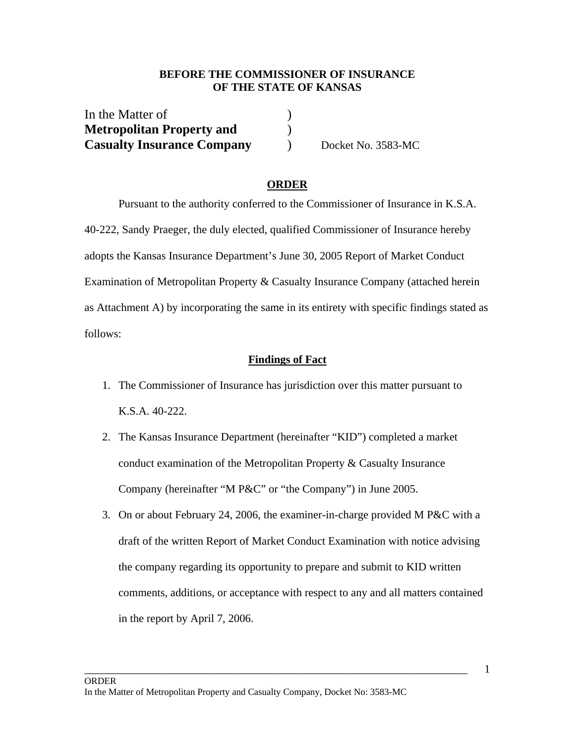**BEFORE THE COMMISSIONER OF INSURANCE**
**OF THE STATE OF KANSAS**

In the Matter of )
**Metropolitan Property and** )
**Casualty Insurance Company** ) Docket No. 3583-MC

## ORDER

Pursuant to the authority conferred to the Commissioner of Insurance in K.S.A. 40-222, Sandy Praeger, the duly elected, qualified Commissioner of Insurance hereby adopts the Kansas Insurance Department's June 30, 2005 Report of Market Conduct Examination of Metropolitan Property & Casualty Insurance Company (attached herein as Attachment A) by incorporating the same in its entirety with specific findings stated as follows:

### Findings of Fact

1. The Commissioner of Insurance has jurisdiction over this matter pursuant to K.S.A. 40-222.
2. The Kansas Insurance Department (hereinafter "KID") completed a market conduct examination of the Metropolitan Property & Casualty Insurance Company (hereinafter "M P&C" or "the Company") in June 2005.
3. On or about February 24, 2006, the examiner-in-charge provided M P&C with a draft of the written Report of Market Conduct Examination with notice advising the company regarding its opportunity to prepare and submit to KID written comments, additions, or acceptance with respect to any and all matters contained in the report by April 7, 2006.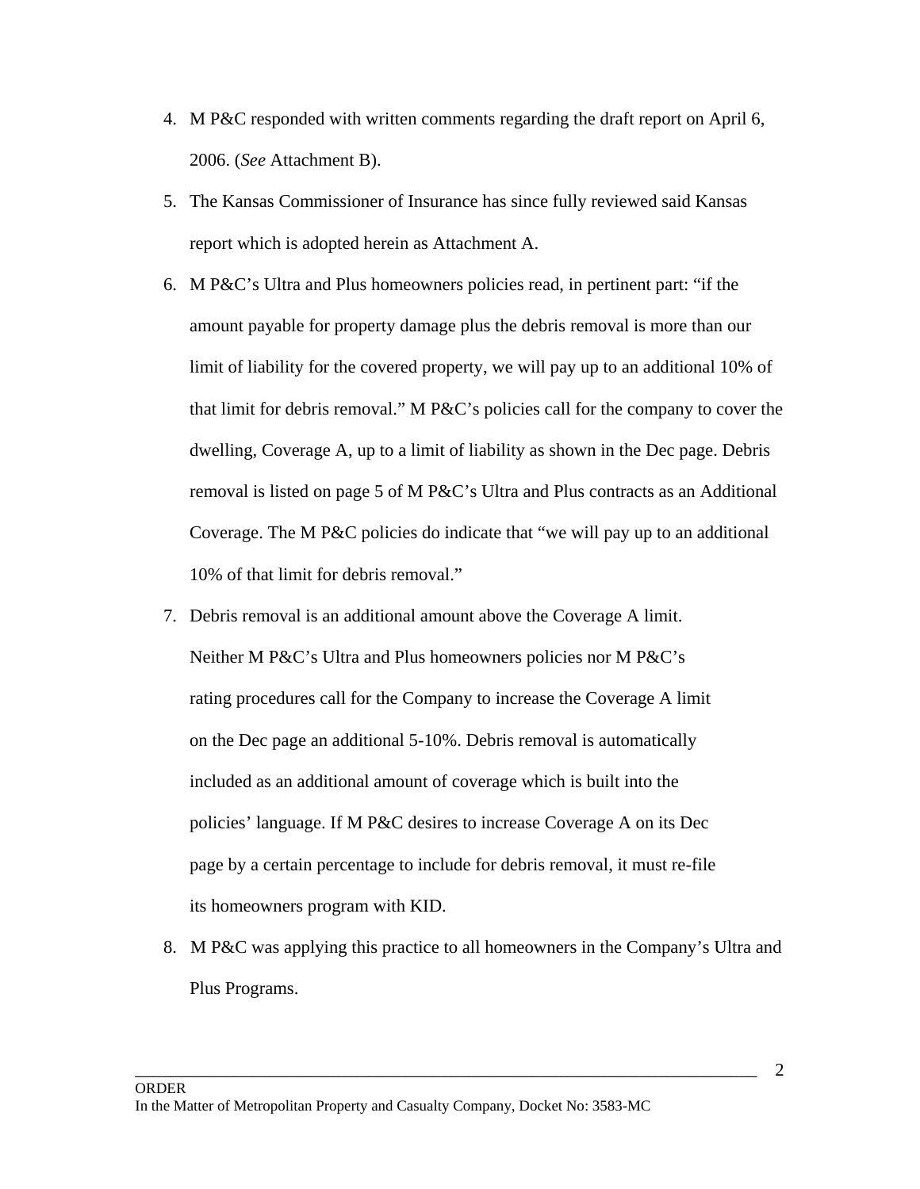4. M P&C responded with written comments regarding the draft report on April 6, 2006. (*See* Attachment B).
5. The Kansas Commissioner of Insurance has since fully reviewed said Kansas report which is adopted herein as Attachment A.
6. M P&C's Ultra and Plus homeowners policies read, in pertinent part: "if the amount payable for property damage plus the debris removal is more than our limit of liability for the covered property, we will pay up to an additional 10% of that limit for debris removal." M P&C's policies call for the company to cover the dwelling, Coverage A, up to a limit of liability as shown in the Dec page. Debris removal is listed on page 5 of M P&C's Ultra and Plus contracts as an Additional Coverage. The M P&C policies do indicate that "we will pay up to an additional 10% of that limit for debris removal."
7. Debris removal is an additional amount above the Coverage A limit. Neither M P&C's Ultra and Plus homeowners policies nor M P&C's rating procedures call for the Company to increase the Coverage A limit on the Dec page an additional 5-10%. Debris removal is automatically included as an additional amount of coverage which is built into the policies' language. If M P&C desires to increase Coverage A on its Dec page by a certain percentage to include for debris removal, it must re-file its homeowners program with KID.
8. M P&C was applying this practice to all homeowners in the Company's Ultra and Plus Programs.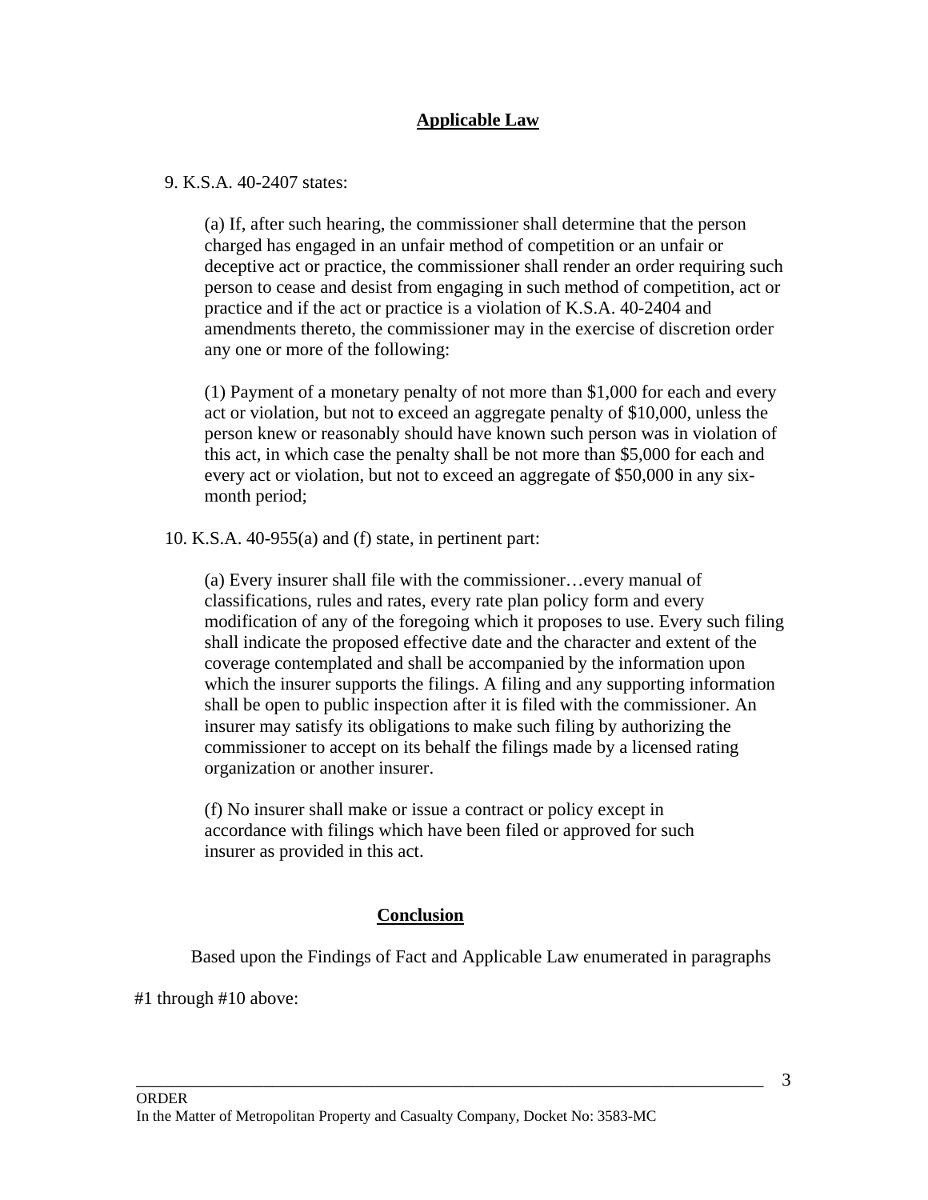## Applicable Law

9. K.S.A. 40-2407 states:

> (a) If, after such hearing, the commissioner shall determine that the person charged has engaged in an unfair method of competition or an unfair or deceptive act or practice, the commissioner shall render an order requiring such person to cease and desist from engaging in such method of competition, act or practice and if the act or practice is a violation of K.S.A. 40-2404 and amendments thereto, the commissioner may in the exercise of discretion order any one or more of the following:
>
> (1) Payment of a monetary penalty of not more than $1,000 for each and every act or violation, but not to exceed an aggregate penalty of $10,000, unless the person knew or reasonably should have known such person was in violation of this act, in which case the penalty shall be not more than $5,000 for each and every act or violation, but not to exceed an aggregate of $50,000 in any six-month period;

10. K.S.A. 40-955(a) and (f) state, in pertinent part:

> (a) Every insurer shall file with the commissioner…every manual of classifications, rules and rates, every rate plan policy form and every modification of any of the foregoing which it proposes to use. Every such filing shall indicate the proposed effective date and the character and extent of the coverage contemplated and shall be accompanied by the information upon which the insurer supports the filings. A filing and any supporting information shall be open to public inspection after it is filed with the commissioner. An insurer may satisfy its obligations to make such filing by authorizing the commissioner to accept on its behalf the filings made by a licensed rating organization or another insurer.
>
> (f) No insurer shall make or issue a contract or policy except in accordance with filings which have been filed or approved for such insurer as provided in this act.

## Conclusion

Based upon the Findings of Fact and Applicable Law enumerated in paragraphs #1 through #10 above: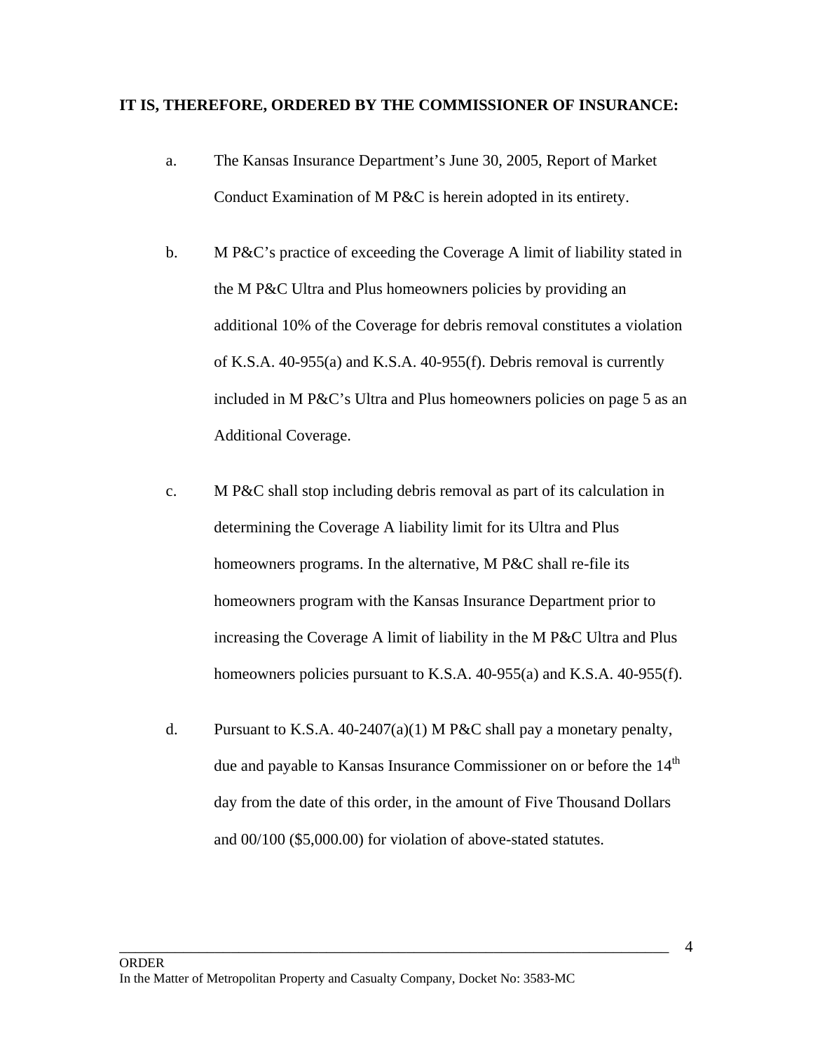**IT IS, THEREFORE, ORDERED BY THE COMMISSIONER OF INSURANCE:**

a. The Kansas Insurance Department's June 30, 2005, Report of Market Conduct Examination of M P&C is herein adopted in its entirety.

b. M P&C's practice of exceeding the Coverage A limit of liability stated in the M P&C Ultra and Plus homeowners policies by providing an additional 10% of the Coverage for debris removal constitutes a violation of K.S.A. 40-955(a) and K.S.A. 40-955(f). Debris removal is currently included in M P&C's Ultra and Plus homeowners policies on page 5 as an Additional Coverage.

c. M P&C shall stop including debris removal as part of its calculation in determining the Coverage A liability limit for its Ultra and Plus homeowners programs. In the alternative, M P&C shall re-file its homeowners program with the Kansas Insurance Department prior to increasing the Coverage A limit of liability in the M P&C Ultra and Plus homeowners policies pursuant to K.S.A. 40-955(a) and K.S.A. 40-955(f).

d. Pursuant to K.S.A. 40-2407(a)(1) M P&C shall pay a monetary penalty, due and payable to Kansas Insurance Commissioner on or before the 14th day from the date of this order, in the amount of Five Thousand Dollars and 00/100 ($5,000.00) for violation of above-stated statutes.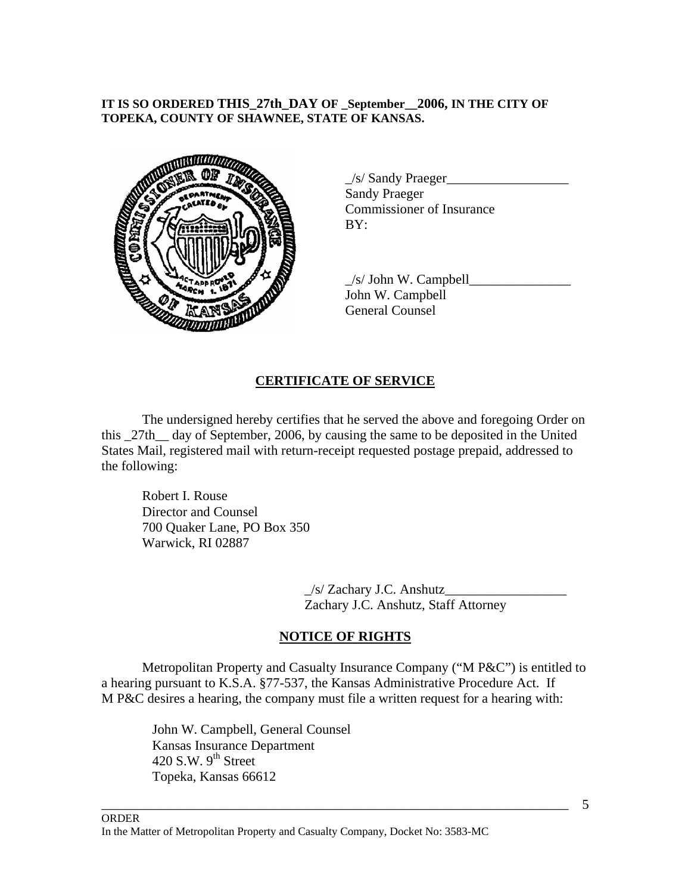**IT IS SO ORDERED THIS_27th_DAY OF _September__2006, IN THE CITY OF TOPEKA, COUNTY OF SHAWNEE, STATE OF KANSAS.**

_/s/ Sandy Praeger__________________
Sandy Praeger
Commissioner of Insurance
BY:

_/s/ John W. Campbell_______________
John W. Campbell
General Counsel

## CERTIFICATE OF SERVICE

The undersigned hereby certifies that he served the above and foregoing Order on this _27th__ day of September, 2006, by causing the same to be deposited in the United States Mail, registered mail with return-receipt requested postage prepaid, addressed to the following:

Robert I. Rouse
Director and Counsel
700 Quaker Lane, PO Box 350
Warwick, RI 02887

_/s/ Zachary J.C. Anshutz__________________
Zachary J.C. Anshutz, Staff Attorney

## NOTICE OF RIGHTS

Metropolitan Property and Casualty Insurance Company ("M P&C") is entitled to a hearing pursuant to K.S.A. §77-537, the Kansas Administrative Procedure Act. If M P&C desires a hearing, the company must file a written request for a hearing with:

John W. Campbell, General Counsel
Kansas Insurance Department
420 S.W. 9th Street
Topeka, Kansas 66612

ORDER
In the Matter of Metropolitan Property and Casualty Company, Docket No: 3583-MC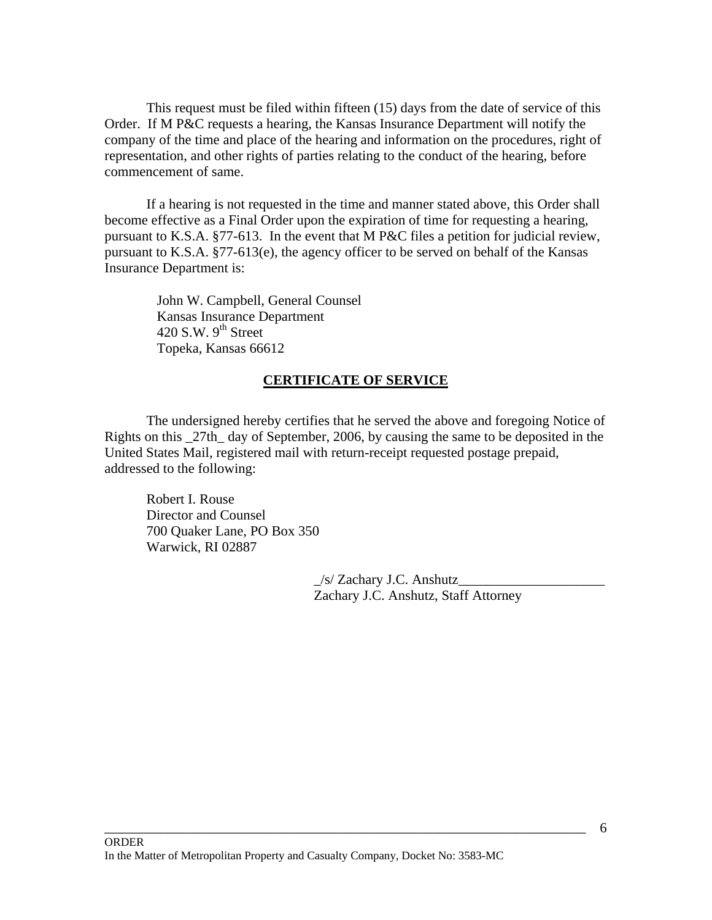This request must be filed within fifteen (15) days from the date of service of this Order. If M P&C requests a hearing, the Kansas Insurance Department will notify the company of the time and place of the hearing and information on the procedures, right of representation, and other rights of parties relating to the conduct of the hearing, before commencement of same.

If a hearing is not requested in the time and manner stated above, this Order shall become effective as a Final Order upon the expiration of time for requesting a hearing, pursuant to K.S.A. §77-613. In the event that M P&C files a petition for judicial review, pursuant to K.S.A. §77-613(e), the agency officer to be served on behalf of the Kansas Insurance Department is:

John W. Campbell, General Counsel
Kansas Insurance Department
420 S.W. 9th Street
Topeka, Kansas 66612

**CERTIFICATE OF SERVICE**

The undersigned hereby certifies that he served the above and foregoing Notice of Rights on this _27th_ day of September, 2006, by causing the same to be deposited in the United States Mail, registered mail with return-receipt requested postage prepaid, addressed to the following:

Robert I. Rouse
Director and Counsel
700 Quaker Lane, PO Box 350
Warwick, RI 02887

_/s/ Zachary J.C. Anshutz_____________________
Zachary J.C. Anshutz, Staff Attorney